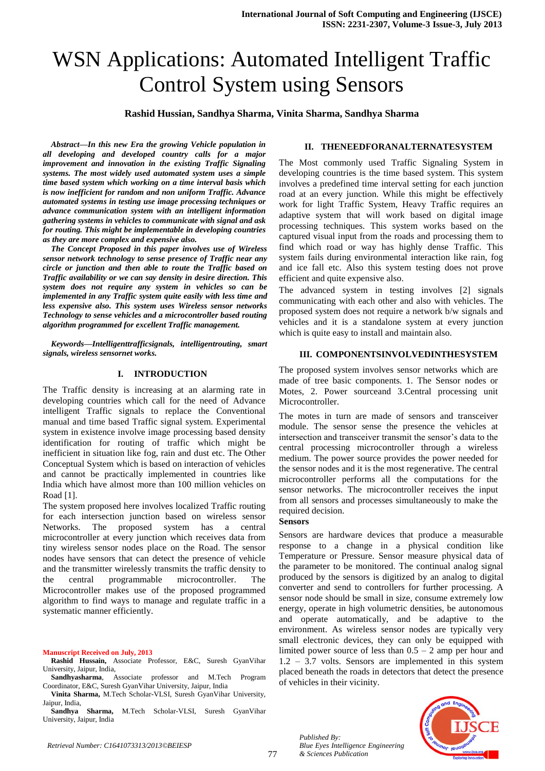# WSN Applications: Automated Intelligent Traffic Control System using Sensors

**Rashid Hussian, Sandhya Sharma, Vinita Sharma, Sandhya Sharma**

***Abstract—In this new Era the growing Vehicle population in all developing and developed country calls for a major improvement and innovation in the existing Traffic Signaling systems. The most widely used automated system uses a simple time based system which working on a time interval basis which is now inefficient for random and non uniform Traffic. Advance automated systems in testing use image processing techniques or advance communication system with an intelligent information gathering systems in vehicles to communicate with signal and ask for routing. This might be implementable in developing countries as they are more complex and expensive also.***

***The Concept Proposed in this paper involves use of Wireless sensor network technology to sense presence of Traffic near any circle or junction and then able to route the Traffic based on Traffic availability or we can say density in desire direction. This system does not require any system in vehicles so can be implemented in any Traffic system quite easily with less time and less expensive also. This system uses Wireless sensor networks Technology to sense vehicles and a microcontroller based routing algorithm programmed for excellent Traffic management.***

***Keywords—Intelligenttrafficsignals, intelligentrouting, smart signals, wireless sensornet works.***

## I. INTRODUCTION

The Traffic density is increasing at an alarming rate in developing countries which call for the need of Advance intelligent Traffic signals to replace the Conventional manual and time based Traffic signal system. Experimental system in existence involve image processing based density identification for routing of traffic which might be inefficient in situation like fog, rain and dust etc. The Other Conceptual System which is based on interaction of vehicles and cannot be practically implemented in countries like India which have almost more than 100 million vehicles on Road [1].

The system proposed here involves localized Traffic routing for each intersection junction based on wireless sensor Networks. The proposed system has a central microcontroller at every junction which receives data from tiny wireless sensor nodes place on the Road. The sensor nodes have sensors that can detect the presence of vehicle and the transmitter wirelessly transmits the traffic density to the central programmable microcontroller. The Microcontroller makes use of the proposed programmed algorithm to find ways to manage and regulate traffic in a systematic manner efficiently.

**Manuscript Received on July, 2013**

**Rashid Hussain,** Associate Professor, E&C, Suresh GyanVihar University, Jaipur, India,

**Sandhyasharma**, Associate professor and M.Tech Program Coordinator, E&C, Suresh GyanVihar University, Jaipur, India

**Vinita Sharma,** M.Tech Scholar-VLSI, Suresh GyanVihar University, Jaipur, India,

**Sandhya Sharma,** M.Tech Scholar-VLSI, Suresh GyanVihar University, Jaipur, India

## II. THENEEDFORANALTERNATESYSTEM

The Most commonly used Traffic Signaling System in developing countries is the time based system. This system involves a predefined time interval setting for each junction road at an every junction. While this might be effectively work for light Traffic System, Heavy Traffic requires an adaptive system that will work based on digital image processing techniques. This system works based on the captured visual input from the roads and processing them to find which road or way has highly dense Traffic. This system fails during environmental interaction like rain, fog and ice fall etc. Also this system testing does not prove efficient and quite expensive also.

The advanced system in testing involves [2] signals communicating with each other and also with vehicles. The proposed system does not require a network b/w signals and vehicles and it is a standalone system at every junction which is quite easy to install and maintain also.

## III. COMPONENTSINVOLVEDINTHESYSTEM

The proposed system involves sensor networks which are made of tree basic components. 1. The Sensor nodes or Motes, 2. Power sourceand 3.Central processing unit Microcontroller.

The motes in turn are made of sensors and transceiver module. The sensor sense the presence the vehicles at intersection and transceiver transmit the sensor's data to the central processing microcontroller through a wireless medium. The power source provides the power needed for the sensor nodes and it is the most regenerative. The central microcontroller performs all the computations for the sensor networks. The microcontroller receives the input from all sensors and processes simultaneously to make the required decision.

**Sensors**

Sensors are hardware devices that produce a measurable response to a change in a physical condition like Temperature or Pressure. Sensor measure physical data of the parameter to be monitored. The continual analog signal produced by the sensors is digitized by an analog to digital converter and send to controllers for further processing. A sensor node should be small in size, consume extremely low energy, operate in high volumetric densities, be autonomous and operate automatically, and be adaptive to the environment. As wireless sensor nodes are typically very small electronic devices, they can only be equipped with limited power source of less than 0.5 – 2 amp per hour and 1.2 – 3.7 volts. Sensors are implemented in this system placed beneath the roads in detectors that detect the presence of vehicles in their vicinity.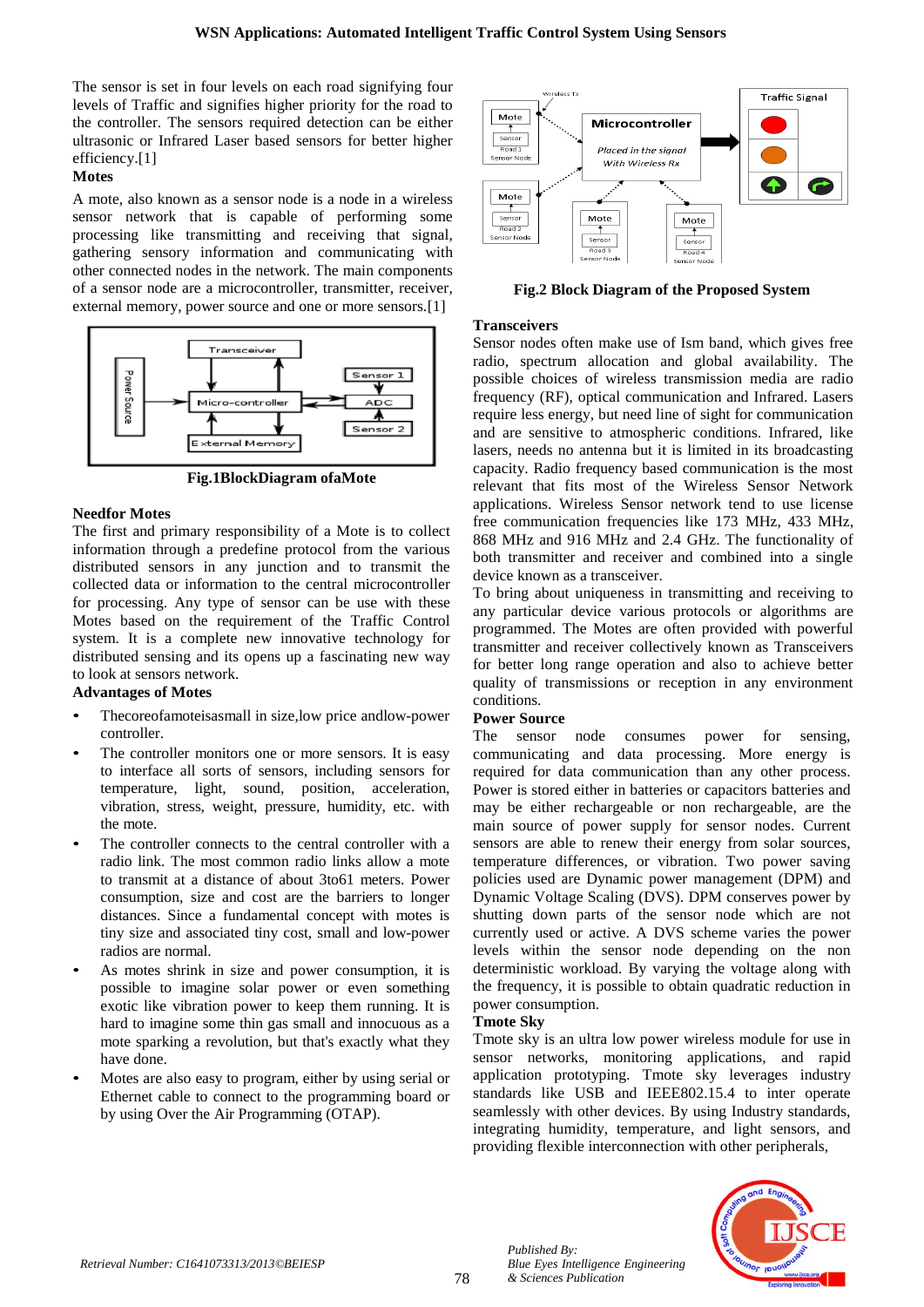The sensor is set in four levels on each road signifying four levels of Traffic and signifies higher priority for the road to the controller. The sensors required detection can be either ultrasonic or Infrared Laser based sensors for better higher efficiency.[1]

**Motes**

A mote, also known as a sensor node is a node in a wireless sensor network that is capable of performing some processing like transmitting and receiving that signal, gathering sensory information and communicating with other connected nodes in the network. The main components of a sensor node are a microcontroller, transmitter, receiver, external memory, power source and one or more sensors.[1]

**Fig.1BlockDiagram ofaMote**

**Needfor Motes**

The first and primary responsibility of a Mote is to collect information through a predefine protocol from the various distributed sensors in any junction and to transmit the collected data or information to the central microcontroller for processing. Any type of sensor can be use with these Motes based on the requirement of the Traffic Control system. It is a complete new innovative technology for distributed sensing and its opens up a fascinating new way to look at sensors network.

**Advantages of Motes**

- Thecoreofamoteisasmall in size,low price andlow-power controller.
- The controller monitors one or more sensors. It is easy to interface all sorts of sensors, including sensors for temperature, light, sound, position, acceleration, vibration, stress, weight, pressure, humidity, etc. with the mote.
- The controller connects to the central controller with a radio link. The most common radio links allow a mote to transmit at a distance of about 3to61 meters. Power consumption, size and cost are the barriers to longer distances. Since a fundamental concept with motes is tiny size and associated tiny cost, small and low-power radios are normal.
- As motes shrink in size and power consumption, it is possible to imagine solar power or even something exotic like vibration power to keep them running. It is hard to imagine some thin gas small and innocuous as a mote sparking a revolution, but that's exactly what they have done.
- Motes are also easy to program, either by using serial or Ethernet cable to connect to the programming board or by using Over the Air Programming (OTAP).

**Fig.2 Block Diagram of the Proposed System**

**Transceivers**

Sensor nodes often make use of Ism band, which gives free radio, spectrum allocation and global availability. The possible choices of wireless transmission media are radio frequency (RF), optical communication and Infrared. Lasers require less energy, but need line of sight for communication and are sensitive to atmospheric conditions. Infrared, like lasers, needs no antenna but it is limited in its broadcasting capacity. Radio frequency based communication is the most relevant that fits most of the Wireless Sensor Network applications. Wireless Sensor network tend to use license free communication frequencies like 173 MHz, 433 MHz, 868 MHz and 916 MHz and 2.4 GHz. The functionality of both transmitter and receiver and combined into a single device known as a transceiver.

To bring about uniqueness in transmitting and receiving to any particular device various protocols or algorithms are programmed. The Motes are often provided with powerful transmitter and receiver collectively known as Transceivers for better long range operation and also to achieve better quality of transmissions or reception in any environment conditions.

**Power Source**

The sensor node consumes power for sensing, communicating and data processing. More energy is required for data communication than any other process. Power is stored either in batteries or capacitors batteries and may be either rechargeable or non rechargeable, are the main source of power supply for sensor nodes. Current sensors are able to renew their energy from solar sources, temperature differences, or vibration. Two power saving policies used are Dynamic power management (DPM) and Dynamic Voltage Scaling (DVS). DPM conserves power by shutting down parts of the sensor node which are not currently used or active. A DVS scheme varies the power levels within the sensor node depending on the non deterministic workload. By varying the voltage along with the frequency, it is possible to obtain quadratic reduction in power consumption.

**Tmote Sky**

Tmote sky is an ultra low power wireless module for use in sensor networks, monitoring applications, and rapid application prototyping. Tmote sky leverages industry standards like USB and IEEE802.15.4 to inter operate seamlessly with other devices. By using Industry standards, integrating humidity, temperature, and light sensors, and providing flexible interconnection with other peripherals,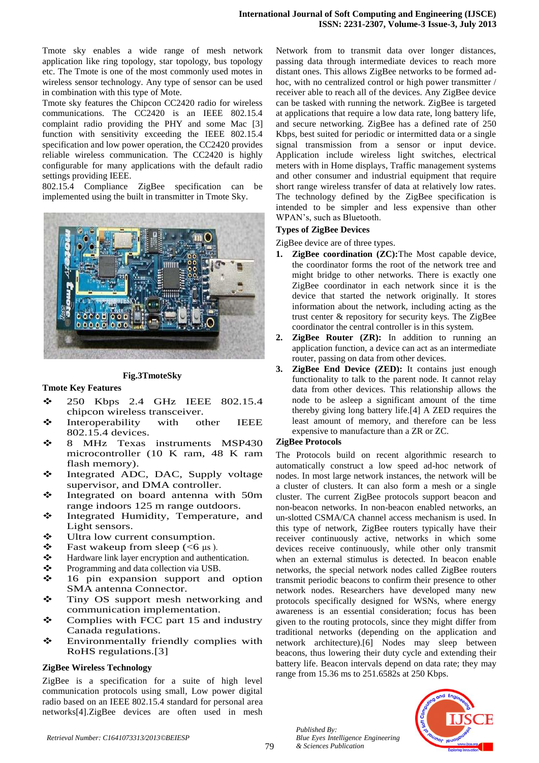Tmote sky enables a wide range of mesh network application like ring topology, star topology, bus topology etc. The Tmote is one of the most commonly used motes in wireless sensor technology. Any type of sensor can be used in combination with this type of Mote.

Tmote sky features the Chipcon CC2420 radio for wireless communications. The CC2420 is an IEEE 802.15.4 complaint radio providing the PHY and some Mac [3] function with sensitivity exceeding the IEEE 802.15.4 specification and low power operation, the CC2420 provides reliable wireless communication. The CC2420 is highly configurable for many applications with the default radio settings providing IEEE.

802.15.4 Compliance ZigBee specification can be implemented using the built in transmitter in Tmote Sky.

**Fig.3TmoteSky**

### Tmote Key Features

- 250 Kbps 2.4 GHz IEEE 802.15.4 chipcon wireless transceiver.
- Interoperability with other IEEE 802.15.4 devices.
- 8 MHz Texas instruments MSP430 microcontroller (10 K ram, 48 K ram flash memory).
- Integrated ADC, DAC, Supply voltage supervisor, and DMA controller.
- Integrated on board antenna with 50m range indoors 125 m range outdoors.
- Integrated Humidity, Temperature, and Light sensors.
- Ultra low current consumption.
- Fast wakeup from sleep (<6 μs ).
- Hardware link layer encryption and authentication.
- Programming and data collection via USB.
- 16 pin expansion support and option SMA antenna Connector.
- Tiny OS support mesh networking and communication implementation.
- Complies with FCC part 15 and industry Canada regulations.
- Environmentally friendly complies with RoHS regulations.[3]

### ZigBee Wireless Technology

ZigBee is a specification for a suite of high level communication protocols using small, Low power digital radio based on an IEEE 802.15.4 standard for personal area networks[4].ZigBee devices are often used in mesh Network from to transmit data over longer distances, passing data through intermediate devices to reach more distant ones. This allows ZigBee networks to be formed ad-hoc, with no centralized control or high power transmitter / receiver able to reach all of the devices. Any ZigBee device can be tasked with running the network. ZigBee is targeted at applications that require a low data rate, long battery life, and secure networking. ZigBee has a defined rate of 250 Kbps, best suited for periodic or intermitted data or a single signal transmission from a sensor or input device. Application include wireless light switches, electrical meters with in Home displays, Traffic management systems and other consumer and industrial equipment that require short range wireless transfer of data at relatively low rates. The technology defined by the ZigBee specification is intended to be simpler and less expensive than other WPAN's, such as Bluetooth.

### Types of ZigBee Devices

ZigBee device are of three types.

1. **ZigBee coordination (ZC):**The Most capable device, the coordinator forms the root of the network tree and might bridge to other networks. There is exactly one ZigBee coordinator in each network since it is the device that started the network originally. It stores information about the network, including acting as the trust center & repository for security keys. The ZigBee coordinator the central controller is in this system.
2. **ZigBee Router (ZR):** In addition to running an application function, a device can act as an intermediate router, passing on data from other devices.
3. **ZigBee End Device (ZED):** It contains just enough functionality to talk to the parent node. It cannot relay data from other devices. This relationship allows the node to be asleep a significant amount of the time thereby giving long battery life.[4] A ZED requires the least amount of memory, and therefore can be less expensive to manufacture than a ZR or ZC.

### ZigBee Protocols

The Protocols build on recent algorithmic research to automatically construct a low speed ad-hoc network of nodes. In most large network instances, the network will be a cluster of clusters. It can also form a mesh or a single cluster. The current ZigBee protocols support beacon and non-beacon networks. In non-beacon enabled networks, an un-slotted CSMA/CA channel access mechanism is used. In this type of network, ZigBee routers typically have their receiver continuously active, networks in which some devices receive continuously, while other only transmit when an external stimulus is detected. In beacon enable networks, the special network nodes called ZigBee routers transmit periodic beacons to confirm their presence to other network nodes. Researchers have developed many new protocols specifically designed for WSNs, where energy awareness is an essential consideration; focus has been given to the routing protocols, since they might differ from traditional networks (depending on the application and network architecture).[6] Nodes may sleep between beacons, thus lowering their duty cycle and extending their battery life. Beacon intervals depend on data rate; they may range from 15.36 ms to 251.6582s at 250 Kbps.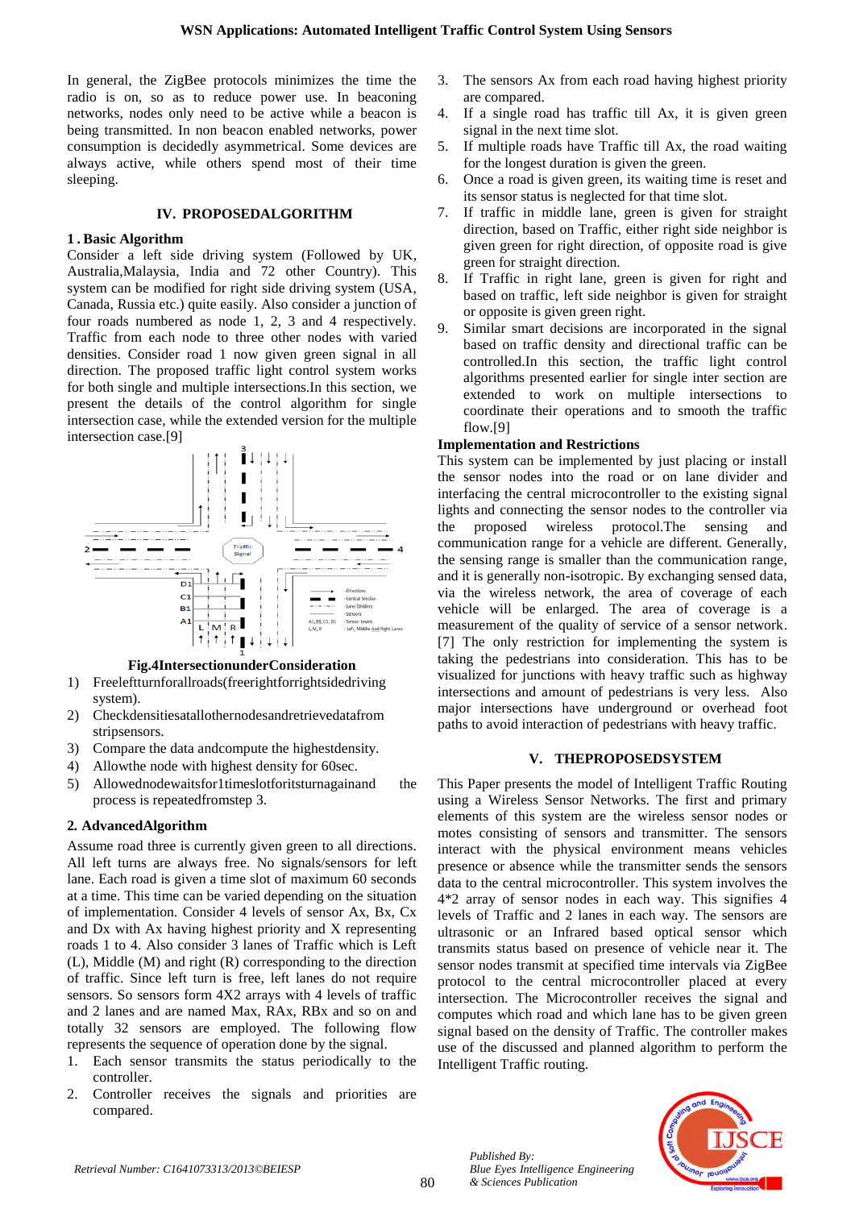In general, the ZigBee protocols minimizes the time the radio is on, so as to reduce power use. In beaconing networks, nodes only need to be active while a beacon is being transmitted. In non beacon enabled networks, power consumption is decidedly asymmetrical. Some devices are always active, while others spend most of their time sleeping.

## IV. PROPOSEDALGORITHM

### 1 . Basic Algorithm

Consider a left side driving system (Followed by UK, Australia,Malaysia, India and 72 other Country). This system can be modified for right side driving system (USA, Canada, Russia etc.) quite easily. Also consider a junction of four roads numbered as node 1, 2, 3 and 4 respectively. Traffic from each node to three other nodes with varied densities. Consider road 1 now given green signal in all direction. The proposed traffic light control system works for both single and multiple intersections.In this section, we present the details of the control algorithm for single intersection case, while the extended version for the multiple intersection case.[9]

Fig.4IntersectionunderConsideration

1) Freeleftturnforallroads(freerightforrightsidedriving system).
2) Checkdensitiesatallothernodesandretrievedatafrom stripsensors.
3) Compare the data andcompute the highestdensity.
4) Allowthe node with highest density for 60sec.
5) Allowednodewaitsfor1timeslotforitsturnagainand the process is repeatedfromstep 3.

### 2. AdvancedAlgorithm

Assume road three is currently given green to all directions. All left turns are always free. No signals/sensors for left lane. Each road is given a time slot of maximum 60 seconds at a time. This time can be varied depending on the situation of implementation. Consider 4 levels of sensor Ax, Bx, Cx and Dx with Ax having highest priority and X representing roads 1 to 4. Also consider 3 lanes of Traffic which is Left (L), Middle (M) and right (R) corresponding to the direction of traffic. Since left turn is free, left lanes do not require sensors. So sensors form 4X2 arrays with 4 levels of traffic and 2 lanes and are named Max, RAx, RBx and so on and totally 32 sensors are employed. The following flow represents the sequence of operation done by the signal.

1. Each sensor transmits the status periodically to the controller.
2. Controller receives the signals and priorities are compared.
3. The sensors Ax from each road having highest priority are compared.
4. If a single road has traffic till Ax, it is given green signal in the next time slot.
5. If multiple roads have Traffic till Ax, the road waiting for the longest duration is given the green.
6. Once a road is given green, its waiting time is reset and its sensor status is neglected for that time slot.
7. If traffic in middle lane, green is given for straight direction, based on Traffic, either right side neighbor is given green for right direction, of opposite road is give green for straight direction.
8. If Traffic in right lane, green is given for right and based on traffic, left side neighbor is given for straight or opposite is given green right.
9. Similar smart decisions are incorporated in the signal based on traffic density and directional traffic can be controlled.In this section, the traffic light control algorithms presented earlier for single inter section are extended to work on multiple intersections to coordinate their operations and to smooth the traffic flow.[9]

**Implementation and Restrictions**

This system can be implemented by just placing or install the sensor nodes into the road or on lane divider and interfacing the central microcontroller to the existing signal lights and connecting the sensor nodes to the controller via the proposed wireless protocol.The sensing and communication range for a vehicle are different. Generally, the sensing range is smaller than the communication range, and it is generally non-isotropic. By exchanging sensed data, via the wireless network, the area of coverage of each vehicle will be enlarged. The area of coverage is a measurement of the quality of service of a sensor network. [7] The only restriction for implementing the system is taking the pedestrians into consideration. This has to be visualized for junctions with heavy traffic such as highway intersections and amount of pedestrians is very less. Also major intersections have underground or overhead foot paths to avoid interaction of pedestrians with heavy traffic.

## V. THEPROPOSEDSYSTEM

This Paper presents the model of Intelligent Traffic Routing using a Wireless Sensor Networks. The first and primary elements of this system are the wireless sensor nodes or motes consisting of sensors and transmitter. The sensors interact with the physical environment means vehicles presence or absence while the transmitter sends the sensors data to the central microcontroller. This system involves the 4*2 array of sensor nodes in each way. This signifies 4 levels of Traffic and 2 lanes in each way. The sensors are ultrasonic or an Infrared based optical sensor which transmits status based on presence of vehicle near it. The sensor nodes transmit at specified time intervals via ZigBee protocol to the central microcontroller placed at every intersection. The Microcontroller receives the signal and computes which road and which lane has to be given green signal based on the density of Traffic. The controller makes use of the discussed and planned algorithm to perform the Intelligent Traffic routing.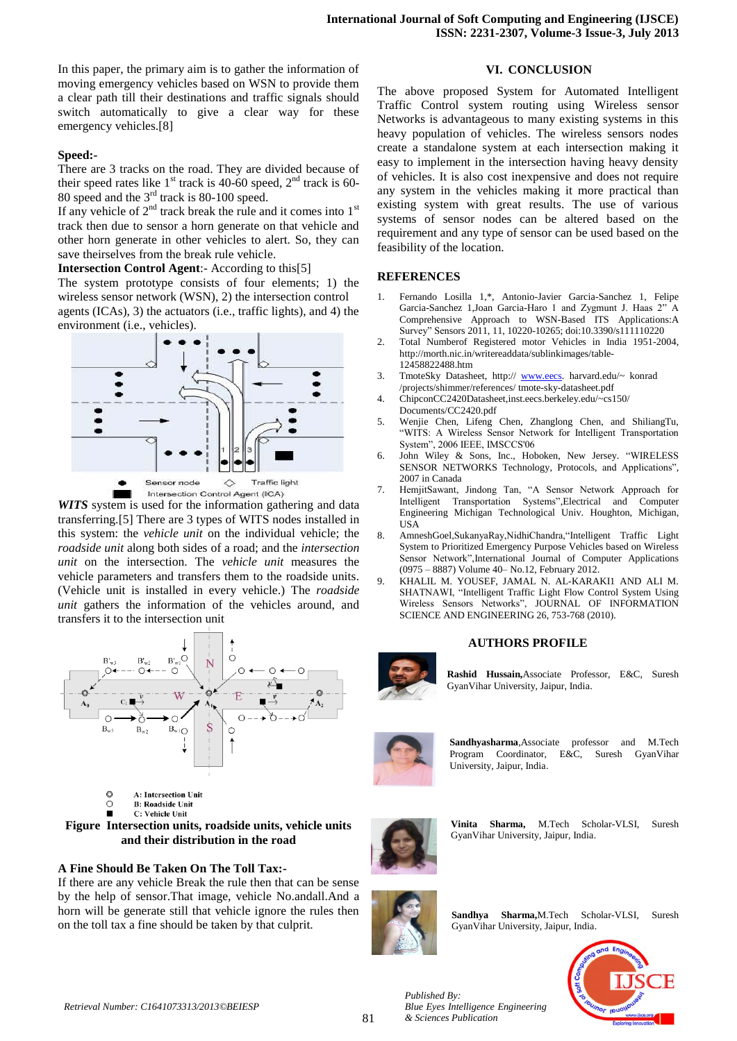In this paper, the primary aim is to gather the information of moving emergency vehicles based on WSN to provide them a clear path till their destinations and traffic signals should switch automatically to give a clear way for these emergency vehicles.[8]

**Speed:-**

There are 3 tracks on the road. They are divided because of their speed rates like 1st track is 40-60 speed, 2nd track is 60-80 speed and the 3rd track is 80-100 speed.

If any vehicle of 2nd track break the rule and it comes into 1st track then due to sensor a horn generate on that vehicle and other horn generate in other vehicles to alert. So, they can save theirselves from the break rule vehicle.

**Intersection Control Agent**:- According to this[5]

The system prototype consists of four elements; 1) the wireless sensor network (WSN), 2) the intersection control agents (ICAs), 3) the actuators (i.e., traffic lights), and 4) the environment (i.e., vehicles).

Sensor node
Traffic light
Intersection Control Agent (ICA)

***WITS*** system is used for the information gathering and data transferring.[5] There are 3 types of WITS nodes installed in this system: the *vehicle unit* on the individual vehicle; the *roadside unit* along both sides of a road; and the *intersection unit* on the intersection. The *vehicle unit* measures the vehicle parameters and transfers them to the roadside units. (Vehicle unit is installed in every vehicle.) The *roadside unit* gathers the information of the vehicles around, and transfers it to the intersection unit

A: Intersection Unit
B: Roadside Unit
C: Vehicle Unit

**Figure Intersection units, roadside units, vehicle units and their distribution in the road**

**A Fine Should Be Taken On The Toll Tax:-**

If there are any vehicle Break the rule then that can be sense by the help of sensor.That image, vehicle No.andall.And a horn will be generate still that vehicle ignore the rules then on the toll tax a fine should be taken by that culprit.

## VI. CONCLUSION

The above proposed System for Automated Intelligent Traffic Control system routing using Wireless sensor Networks is advantageous to many existing systems in this heavy population of vehicles. The wireless sensors nodes create a standalone system at each intersection making it easy to implement in the intersection having heavy density of vehicles. It is also cost inexpensive and does not require any system in the vehicles making it more practical than existing system with great results. The use of various systems of sensor nodes can be altered based on the requirement and any type of sensor can be used based on the feasibility of the location.

## REFERENCES

1. Fernando Losilla 1,*, Antonio-Javier Garcia-Sanchez 1, Felipe Garcia-Sanchez 1,Joan Garcia-Haro 1 and Zygmunt J. Haas 2" A Comprehensive Approach to WSN-Based ITS Applications:A Survey" Sensors 2011, 11, 10220-10265; doi:10.3390/s111110220
2. Total Numberof Registered motor Vehicles in India 1951-2004, http://morth.nic.in/writereaddata/sublinkimages/table-12458822488.htm
3. TmoteSky Datasheet, http:// www.eecs. harvard.edu/~ konrad /projects/shimmer/references/ tmote-sky-datasheet.pdf
4. ChipconCC2420Datasheet,inst.eecs.berkeley.edu/~cs150/ Documents/CC2420.pdf
5. Wenjie Chen, Lifeng Chen, Zhanglong Chen, and ShiliangTu, "WITS: A Wireless Sensor Network for Intelligent Transportation System", 2006 IEEE, IMSCCS'06
6. John Wiley & Sons, Inc., Hoboken, New Jersey. "WIRELESS SENSOR NETWORKS Technology, Protocols, and Applications", 2007 in Canada
7. HemjitSawant, Jindong Tan, "A Sensor Network Approach for Intelligent Transportation Systems",Electrical and Computer Engineering Michigan Technological Univ. Houghton, Michigan, USA
8. AmneshGoel,SukanyaRay,NidhiChandra,"Intelligent Traffic Light System to Prioritized Emergency Purpose Vehicles based on Wireless Sensor Network",International Journal of Computer Applications (0975 – 8887) Volume 40– No.12, February 2012.
9. KHALIL M. YOUSEF, JAMAL N. AL-KARAKI1 AND ALI M. SHATNAWI, "Intelligent Traffic Light Flow Control System Using Wireless Sensors Networks", JOURNAL OF INFORMATION SCIENCE AND ENGINEERING 26, 753-768 (2010).

## AUTHORS PROFILE

**Rashid Hussain,**Associate Professor, E&C, Suresh GyanVihar University, Jaipur, India.

**Sandhyasharma**,Associate professor and M.Tech Program Coordinator, E&C, Suresh GyanVihar University, Jaipur, India.

**Vinita Sharma,** M.Tech Scholar-VLSI, Suresh GyanVihar University, Jaipur, India.

**Sandhya Sharma,**M.Tech Scholar-VLSI, Suresh GyanVihar University, Jaipur, India.